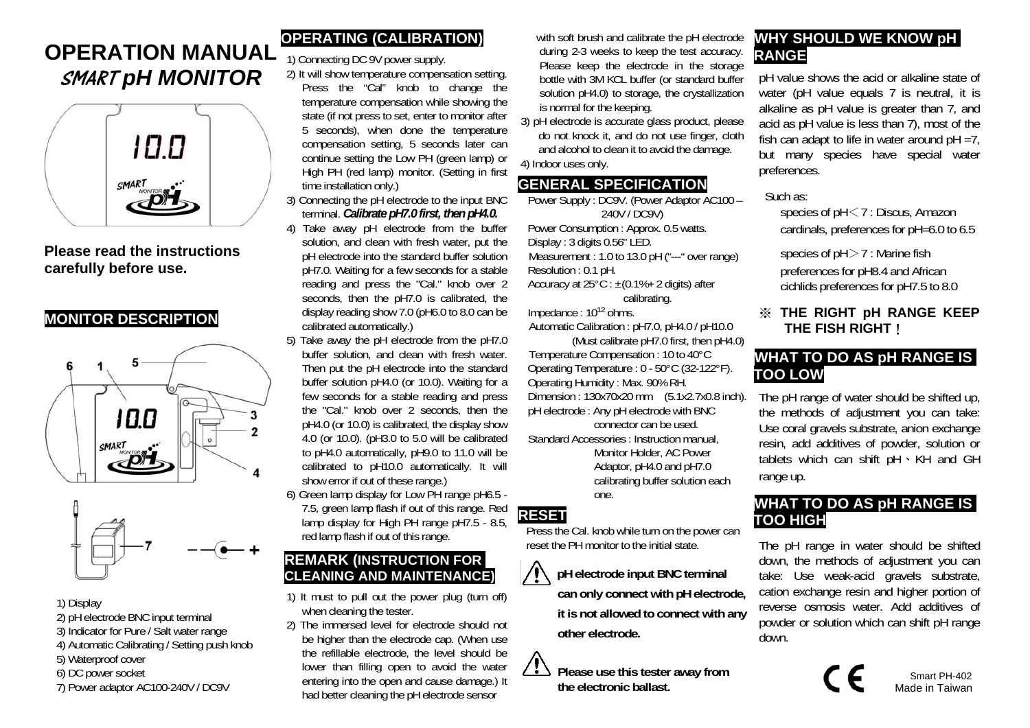# OPERATION MANUAL

## *SMART* *pH MONITOR*

**Please read the instructions carefully before use.**

## MONITOR DESCRIPTION

1) Display
2) pH electrode BNC input terminal
3) Indicator for Pure / Salt water range
4) Automatic Calibrating / Setting push knob
5) Waterproof cover
6) DC power socket
7) Power adaptor AC100-240V / DC9V

## OPERATING (CALIBRATION)

1) Connecting DC 9V power supply.
2) It will show temperature compensation setting. Press the "Cal" knob to change the temperature compensation while showing the state (if not press to set, enter to monitor after 5 seconds), when done the temperature compensation setting, 5 seconds later can continue setting the Low PH (green lamp) or High PH (red lamp) monitor. (Setting in first time installation only.)
3) Connecting the pH electrode to the input BNC terminal. ***Calibrate pH7.0 first, then pH4.0.***
4) Take away pH electrode from the buffer solution, and clean with fresh water, put the pH electrode into the standard buffer solution pH7.0. Waiting for a few seconds for a stable reading and press the "Cal." knob over 2 seconds, then the pH7.0 is calibrated, the display reading show 7.0 (pH6.0 to 8.0 can be calibrated automatically.)
5) Take away the pH electrode from the pH7.0 buffer solution, and clean with fresh water. Then put the pH electrode into the standard buffer solution pH4.0 (or 10.0). Waiting for a few seconds for a stable reading and press the "Cal." knob over 2 seconds, then the pH4.0 (or 10.0) is calibrated, the display show 4.0 (or 10.0). (pH3.0 to 5.0 will be calibrated to pH4.0 automatically, pH9.0 to 11.0 will be calibrated to pH10.0 automatically. It will show error if out of these range.)
6) Green lamp display for Low PH range pH6.5 - 7.5, green lamp flash if out of this range. Red lamp display for High PH range pH7.5 - 8.5, red lamp flash if out of this range.

## REMARK (INSTRUCTION FOR CLEANING AND MAINTENANCE)

1) It must to pull out the power plug (turn off) when cleaning the tester.
2) The immersed level for electrode should not be higher than the electrode cap. (When use the refillable electrode, the level should be lower than filling open to avoid the water entering into the open and cause damage.) It had better cleaning the pH electrode sensor with soft brush and calibrate the pH electrode during 2-3 weeks to keep the test accuracy. Please keep the electrode in the storage bottle with 3M KCL buffer (or standard buffer solution pH4.0) to storage, the crystallization is normal for the keeping.
3) pH electrode is accurate glass product, please do not knock it, and do not use finger, cloth and alcohol to clean it to avoid the damage.
4) Indoor uses only.

## GENERAL SPECIFICATION

Power Supply : DC9V. (Power Adaptor AC100 – 240V / DC9V)
Power Consumption : Approx. 0.5 watts.
Display : 3 digits 0.56" LED.
Measurement : 1.0 to 13.0 pH ("---" over range)
Resolution : 0.1 pH.
Accuracy at 25°C : ±(0.1%+ 2 digits) after calibrating.
Impedance : $10^{12}$ ohms.
Automatic Calibration : pH7.0, pH4.0 / pH10.0 (Must calibrate pH7.0 first, then pH4.0)
Temperature Compensation : 10 to 40°C
Operating Temperature : 0 - 50°C (32-122°F).
Operating Humidity : Max. 90% RH.
Dimension : 130x70x20 mm (5.1x2.7x0.8 inch).
pH electrode : Any pH electrode with BNC connector can be used.
Standard Accessories : Instruction manual, Monitor Holder, AC Power Adaptor, pH4.0 and pH7.0 calibrating buffer solution each one.

## RESET

Press the Cal. knob while turn on the power can reset the PH monitor to the initial state.

**pH electrode input BNC terminal can only connect with pH electrode, it is not allowed to connect with any other electrode.**

**Please use this tester away from the electronic ballast.**

## WHY SHOULD WE KNOW pH RANGE

pH value shows the acid or alkaline state of water (pH value equals 7 is neutral, it is alkaline as pH value is greater than 7, and acid as pH value is less than 7), most of the fish can adapt to life in water around pH =7, but many species have special water preferences.

Such as:

species of pH＜7 : Discus, Amazon cardinals, preferences for pH=6.0 to 6.5

species of pH＞7 : Marine fish preferences for pH8.4 and African cichlids preferences for pH7.5 to 8.0

**※ THE RIGHT pH RANGE KEEP THE FISH RIGHT !**

## WHAT TO DO AS pH RANGE IS TOO LOW

The pH range of water should be shifted up, the methods of adjustment you can take: Use coral gravels substrate, anion exchange resin, add additives of powder, solution or tablets which can shift pH、KH and GH range up.

## WHAT TO DO AS pH RANGE IS TOO HIGH

The pH range in water should be shifted down, the methods of adjustment you can take: Use weak-acid gravels substrate, cation exchange resin and higher portion of reverse osmosis water. Add additives of powder or solution which can shift pH range down.

Smart PH-402
Made in Taiwan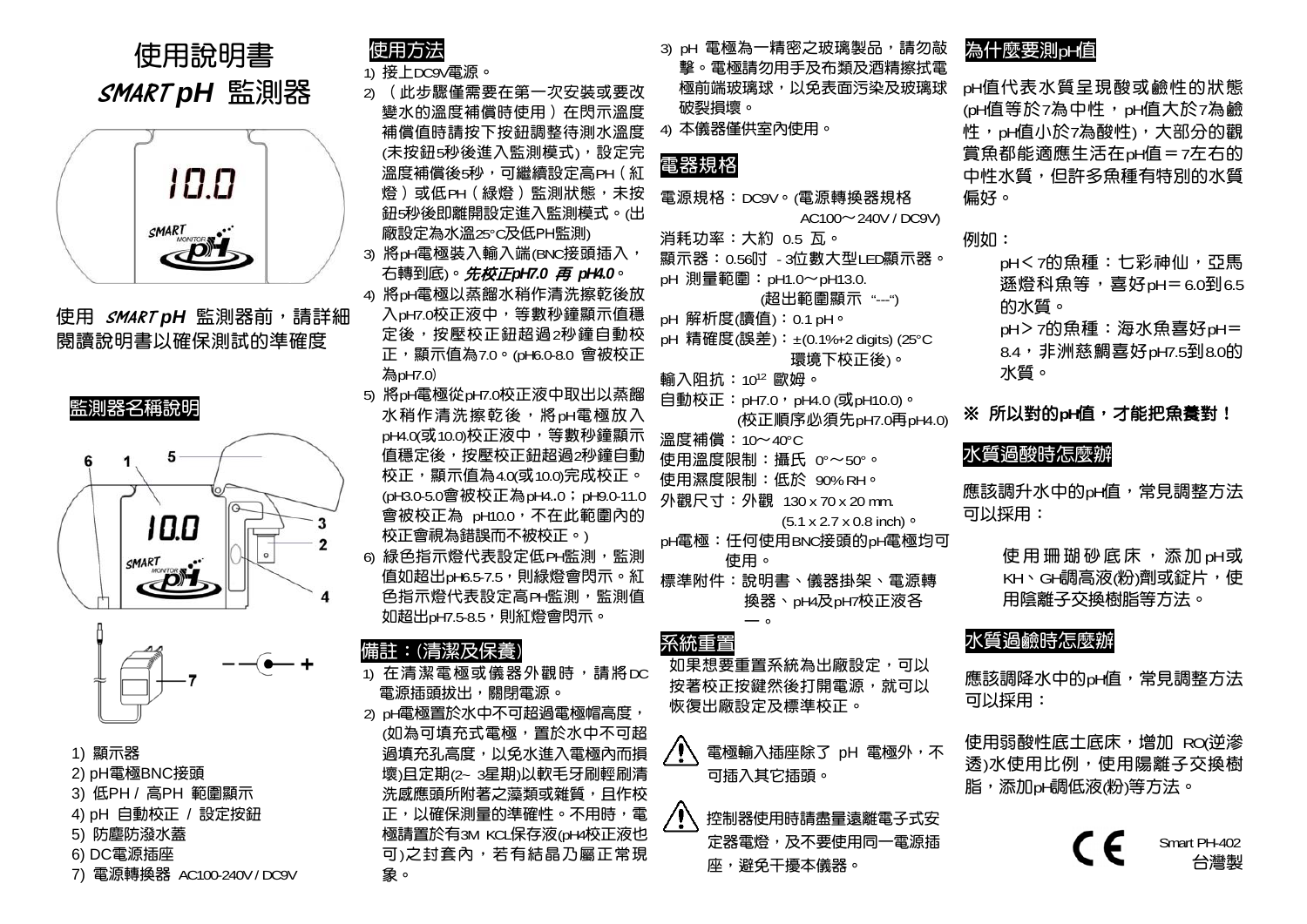# 使用說明書
# *SMART* ***pH*** 監測器

10.0

SMART MONITOR pH

使用 *SMART* ***pH*** 監測器前，請詳細閱讀說明書以確保測試的準確度

## 監測器名稱說明

6 1 5 3 2 4 7

10.0

SMART MONITOR pH

1) 顯示器
2) pH電極BNC接頭
3) 低PH / 高PH 範圍顯示
4) pH 自動校正 / 設定按鈕
5) 防塵防潑水蓋
6) DC電源插座
7) 電源轉換器 AC100-240V / DC9V

## 使用方法

1) 接上DC9V電源。
2) （此步驟僅需要在第一次安裝或要改變水的溫度補償時使用）在閃示溫度補償值時請按下按鈕調整待測水溫度(未按鈕5秒後進入監測模式)，設定完溫度補償後5秒，可繼續設定高PH（紅燈）或低PH（綠燈）監測狀態，未按鈕5秒後即離開設定進入監測模式。(出廠設定為水溫25°C及低PH監測)
3) 將pH電極裝入輸入端(BNC接頭插入，右轉到底)。***先校正pH7.0 再 pH4.0***。
4) 將pH電極以蒸餾水稍作清洗擦乾後放入pH7.0校正液中，等數秒鐘顯示值穩定後，按壓校正鈕超過2秒鐘自動校正，顯示值為7.0。(pH6.0-8.0 會被校正為pH7.0)
5) 將pH電極從pH7.0校正液中取出以蒸餾水稍作清洗擦乾後，將pH電極放入pH4.0(或10.0)校正液中，等數秒鐘顯示值穩定後，按壓校正鈕超過2秒鐘自動校正，顯示值為4.0(或10.0)完成校正。(pH3.0-5.0會被校正為pH4..0；pH9.0-11.0會被校正為 pH10.0，不在此範圍內的校正會視為錯誤而不被校正。)
6) 綠色指示燈代表設定低PH監測，監測值如超出pH6.5-7.5，則綠燈會閃示。紅色指示燈代表設定高PH監測，監測值如超出pH7.5-8.5，則紅燈會閃示。

## 備註：(清潔及保養)

1) 在清潔電極或儀器外觀時，請將DC電源插頭拔出，關閉電源。
2) pH電極置於水中不可超過電極帽高度，(如為可填充式電極，置於水中不可超過填充孔高度，以免水進入電極內而損壞)且定期(2~ 3星期)以軟毛牙刷輕刷清洗感應頭所附著之藻類或雜質，且作校正，以確保測量的準確性。不用時，電極請置於有3M KCL保存液(pH4校正液也可)之封套內，若有結晶乃屬正常現象。
3) pH 電極為一精密之玻璃製品，請勿敲擊。電極請勿用手及布類及酒精擦拭電極前端玻璃球，以免表面污染及玻璃球破裂損壞。
4) 本儀器僅供室內使用。

## 電器規格

電源規格：DC9V。(電源轉換器規格 AC100～240V / DC9V)
消耗功率：大約 0.5 瓦。
顯示器：0.56吋 - 3位數大型LED顯示器。
pH 測量範圍：pH1.0～pH13.0. (超出範圍顯示 "---")
pH 解析度(讀值)：0.1 pH。
pH 精確度(誤差)：±(0.1%+2 digits) (25°C 環境下校正後)。
輸入阻抗：$10^{12}$ 歐姆。
自動校正：pH7.0，pH4.0 (或pH10.0)。(校正順序必須先pH7.0再pH4.0)
溫度補償：10～40°C
使用溫度限制：攝氏 0°～50°。
使用濕度限制：低於 90% RH。
外觀尺寸：外觀 130 x 70 x 20 mm. (5.1 x 2.7 x 0.8 inch)。
pH電極：任何使用BNC接頭的pH電極均可使用。
標準附件：說明書、儀器掛架、電源轉換器、pH4及pH7校正液各一。

## 系統重置

如果想要重置系統為出廠設定，可以按著校正按鍵然後打開電源，就可以恢復出廠設定及標準校正。

⚠ 電極輸入插座除了 pH 電極外，不可插入其它插頭。

⚠ 控制器使用時請盡量遠離電子式安定器電燈，及不要使用同一電源插座，避免干擾本儀器。

## 為什麼要測pH值

pH值代表水質呈現酸或鹼性的狀態(pH值等於7為中性，pH值大於7為鹼性，pH值小於7為酸性)，大部分的觀賞魚都能適應生活在pH值＝7左右的中性水質，但許多魚種有特別的水質偏好。

例如：

pH＜7的魚種：七彩神仙，亞馬遜燈科魚等，喜好pH＝6.0到6.5的水質。

pH＞7的魚種：海水魚喜好pH＝8.4，非洲慈鯛喜好pH7.5到8.0的水質。

**※ 所以對的pH值，才能把魚養對！**

## 水質過酸時怎麼辦

應該調升水中的pH值，常見調整方法可以採用：

使用珊瑚砂底床，添加pH或KH、GH調高液(粉)劑或錠片，使用陰離子交換樹脂等方法。

## 水質過鹼時怎麼辦

應該調降水中的pH值，常見調整方法可以採用：

使用弱酸性底土底床，增加 RO(逆滲透)水使用比例，使用陽離子交換樹脂，添加pH調低液(粉)等方法。

CE

Smart PH-402
台灣製